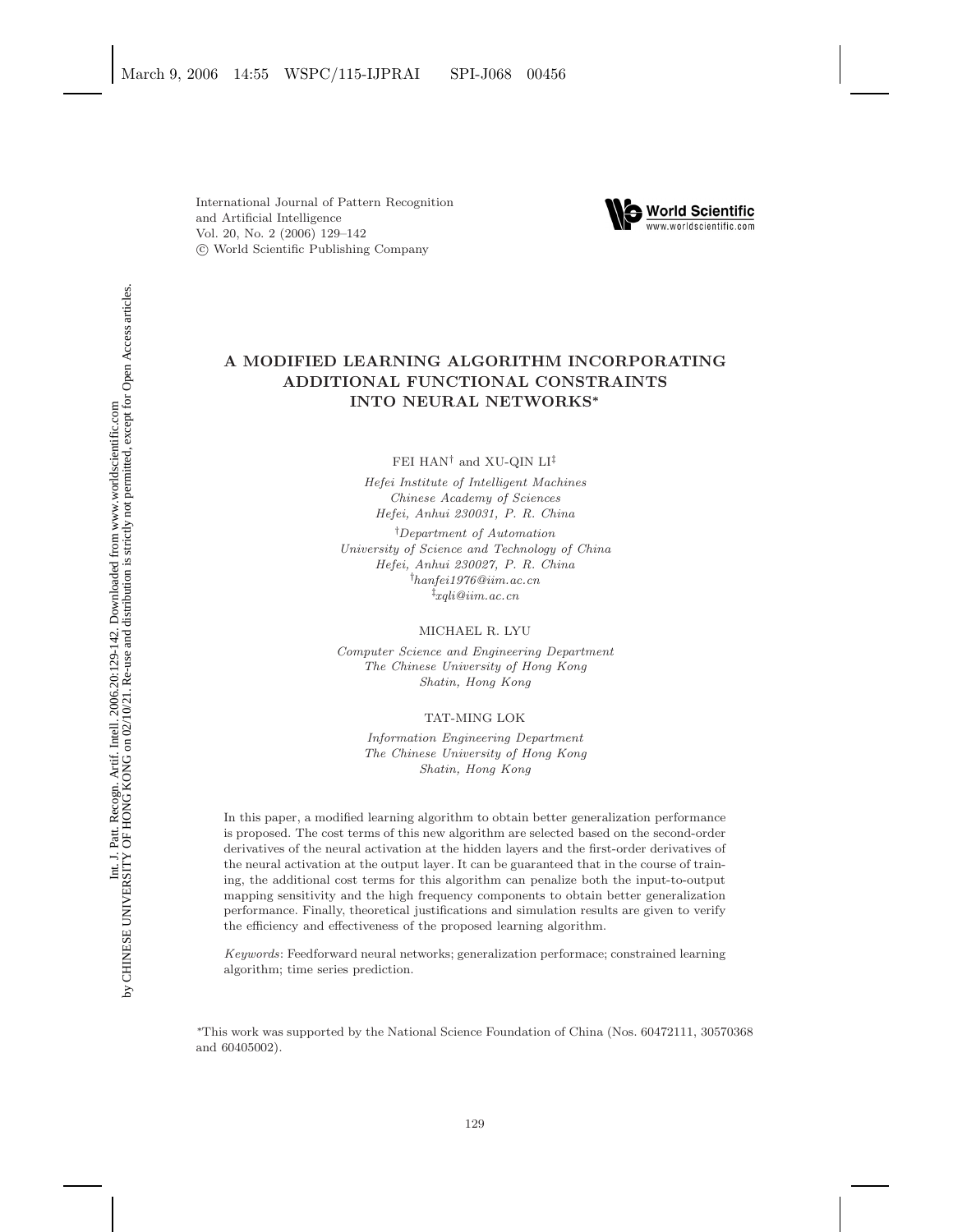# A MODIFIED LEARNING ALGORITHM INCORPORATING ADDITIONAL FUNCTIONAL CONSTRAINTS INTO NEURAL NETWORKS*

FEI HAN† and XU-QIN LI‡

*Hefei Institute of Intelligent Machines*
*Chinese Academy of Sciences*
*Hefei, Anhui 230031, P. R. China*

†*Department of Automation*
*University of Science and Technology of China*
*Hefei, Anhui 230027, P. R. China*
†*hanfei1976@iim.ac.cn*
‡*xqli@iim.ac.cn*

MICHAEL R. LYU

*Computer Science and Engineering Department*
*The Chinese University of Hong Kong*
*Shatin, Hong Kong*

TAT-MING LOK

*Information Engineering Department*
*The Chinese University of Hong Kong*
*Shatin, Hong Kong*

In this paper, a modified learning algorithm to obtain better generalization performance is proposed. The cost terms of this new algorithm are selected based on the second-order derivatives of the neural activation at the hidden layers and the first-order derivatives of the neural activation at the output layer. It can be guaranteed that in the course of training, the additional cost terms for this algorithm can penalize both the input-to-output mapping sensitivity and the high frequency components to obtain better generalization performance. Finally, theoretical justifications and simulation results are given to verify the efficiency and effectiveness of the proposed learning algorithm.

*Keywords*: Feedforward neural networks; generalization performace; constrained learning algorithm; time series prediction.

*This work was supported by the National Science Foundation of China (Nos. 60472111, 30570368 and 60405002).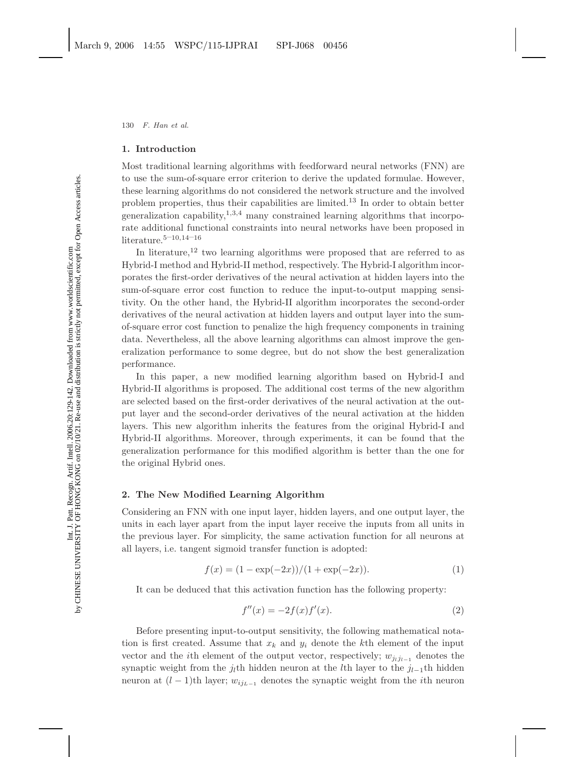## 1. Introduction

Most traditional learning algorithms with feedforward neural networks (FNN) are to use the sum-of-square error criterion to derive the updated formulae. However, these learning algorithms do not considered the network structure and the involved problem properties, thus their capabilities are limited.[13] In order to obtain better generalization capability,[1,3,4] many constrained learning algorithms that incorporate additional functional constraints into neural networks have been proposed in literature.[5–10,14–16]

In literature,[12] two learning algorithms were proposed that are referred to as Hybrid-I method and Hybrid-II method, respectively. The Hybrid-I algorithm incorporates the first-order derivatives of the neural activation at hidden layers into the sum-of-square error cost function to reduce the input-to-output mapping sensitivity. On the other hand, the Hybrid-II algorithm incorporates the second-order derivatives of the neural activation at hidden layers and output layer into the sum-of-square error cost function to penalize the high frequency components in training data. Nevertheless, all the above learning algorithms can almost improve the generalization performance to some degree, but do not show the best generalization performance.

In this paper, a new modified learning algorithm based on Hybrid-I and Hybrid-II algorithms is proposed. The additional cost terms of the new algorithm are selected based on the first-order derivatives of the neural activation at the output layer and the second-order derivatives of the neural activation at the hidden layers. This new algorithm inherits the features from the original Hybrid-I and Hybrid-II algorithms. Moreover, through experiments, it can be found that the generalization performance for this modified algorithm is better than the one for the original Hybrid ones.

## 2. The New Modified Learning Algorithm

Considering an FNN with one input layer, hidden layers, and one output layer, the units in each layer apart from the input layer receive the inputs from all units in the previous layer. For simplicity, the same activation function for all neurons at all layers, i.e. tangent sigmoid transfer function is adopted:

$$f(x) = (1 - \exp(-2x))/(1 + \exp(-2x)). \tag{1}$$

It can be deduced that this activation function has the following property:

$$f''(x) = -2f(x)f'(x). \tag{2}$$

Before presenting input-to-output sensitivity, the following mathematical notation is first created. Assume that $x_k$ and $y_i$ denote the $k$th element of the input vector and the $i$th element of the output vector, respectively; $w_{j_l j_{l-1}}$ denotes the synaptic weight from the $j_l$th hidden neuron at the $l$th layer to the $j_{l-1}$th hidden neuron at $(l-1)$th layer; $w_{ij_{L-1}}$ denotes the synaptic weight from the $i$th neuron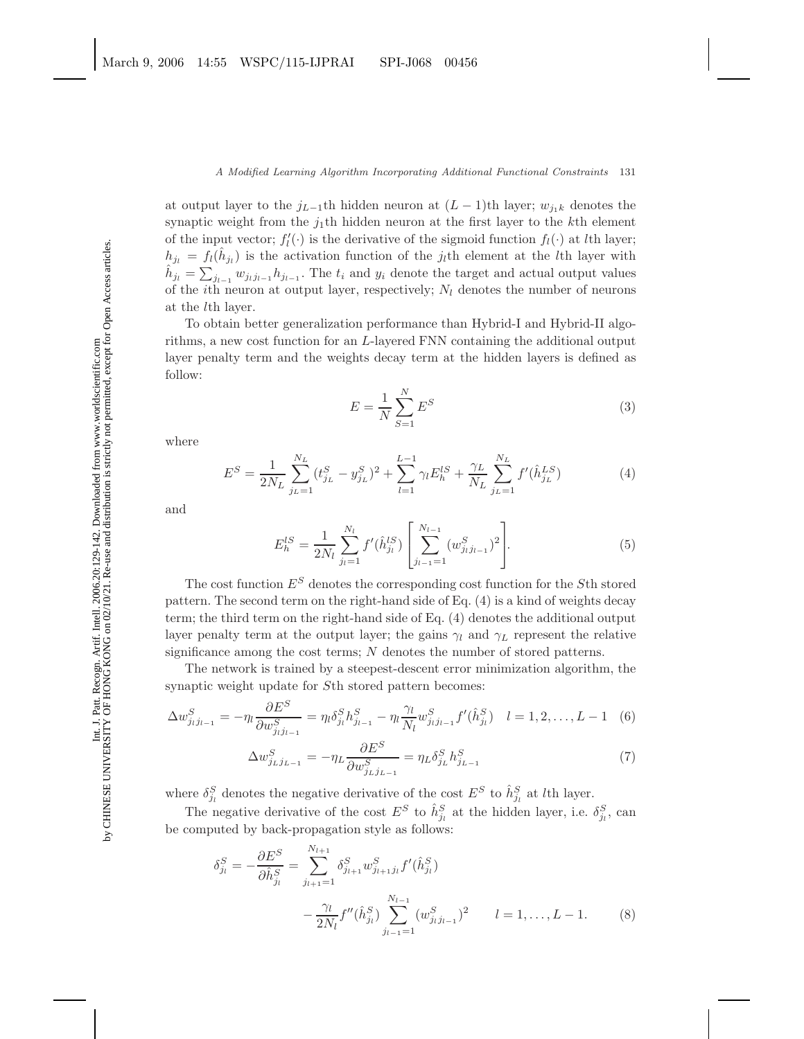at output layer to the $j_{L-1}$th hidden neuron at $(L-1)$th layer; $w_{j_1k}$ denotes the synaptic weight from the $j_1$th hidden neuron at the first layer to the $k$th element of the input vector; $f_l'(\cdot)$ is the derivative of the sigmoid function $f_l(\cdot)$ at $l$th layer; $h_{j_l} = f_l(\hat{h}_{j_l})$ is the activation function of the $j_l$th element at the $l$th layer with $\hat{h}_{j_l} = \sum_{j_{l-1}} w_{j_l j_{l-1}} h_{j_{l-1}}$. The $t_i$ and $y_i$ denote the target and actual output values of the $i$th neuron at output layer, respectively; $N_l$ denotes the number of neurons at the $l$th layer.

To obtain better generalization performance than Hybrid-I and Hybrid-II algorithms, a new cost function for an $L$-layered FNN containing the additional output layer penalty term and the weights decay term at the hidden layers is defined as follow:

$$E = \frac{1}{N} \sum_{S=1}^{N} E^S \tag{3}$$

where

$$E^S = \frac{1}{2N_L} \sum_{j_L=1}^{N_L} (t_{j_L}^S - y_{j_L}^S)^2 + \sum_{l=1}^{L-1} \gamma_l E_h^{lS} + \frac{\gamma_L}{N_L} \sum_{j_L=1}^{N_L} f'(\hat{h}_{j_L}^{LS}) \tag{4}$$

and

$$E_h^{lS} = \frac{1}{2N_l} \sum_{j_l=1}^{N_l} f'(\hat{h}_{j_l}^{lS}) \left[ \sum_{j_{l-1}=1}^{N_{l-1}} (w_{j_l j_{l-1}}^S)^2 \right]. \tag{5}$$

The cost function $E^S$ denotes the corresponding cost function for the $S$th stored pattern. The second term on the right-hand side of Eq. (4) is a kind of weights decay term; the third term on the right-hand side of Eq. (4) denotes the additional output layer penalty term at the output layer; the gains $\gamma_l$ and $\gamma_L$ represent the relative significance among the cost terms; $N$ denotes the number of stored patterns.

The network is trained by a steepest-descent error minimization algorithm, the synaptic weight update for $S$th stored pattern becomes:

$$\Delta w_{j_l j_{l-1}}^S = -\eta_l \frac{\partial E^S}{\partial w_{j_l j_{l-1}}^S} = \eta_l \delta_{j_l}^S h_{j_{l-1}}^S - \eta_l \frac{\gamma_l}{N_l} w_{j_l j_{l-1}}^S f'(\hat{h}_{j_l}^S) \quad l = 1, 2, \ldots, L-1 \tag{6}$$

$$\Delta w_{j_L j_{L-1}}^S = -\eta_L \frac{\partial E^S}{\partial w_{j_L j_{L-1}}^S} = \eta_L \delta_{j_L}^S h_{j_{L-1}}^S \tag{7}$$

where $\delta_{j_l}^S$ denotes the negative derivative of the cost $E^S$ to $\hat{h}_{j_l}^S$ at $l$th layer.

The negative derivative of the cost $E^S$ to $\hat{h}_{j_l}^S$ at the hidden layer, i.e. $\delta_{j_l}^S$, can be computed by back-propagation style as follows:

$$\delta_{j_l}^S = -\frac{\partial E^S}{\partial \hat{h}_{j_l}^S} = \sum_{j_{l+1}=1}^{N_{l+1}} \delta_{j_{l+1}}^S w_{j_{l+1} j_l}^S f'(\hat{h}_{j_l}^S) - \frac{\gamma_l}{2N_l} f''(\hat{h}_{j_l}^S) \sum_{j_{l-1}=1}^{N_{l-1}} (w_{j_l j_{l-1}}^S)^2 \qquad l = 1, \ldots, L-1. \tag{8}$$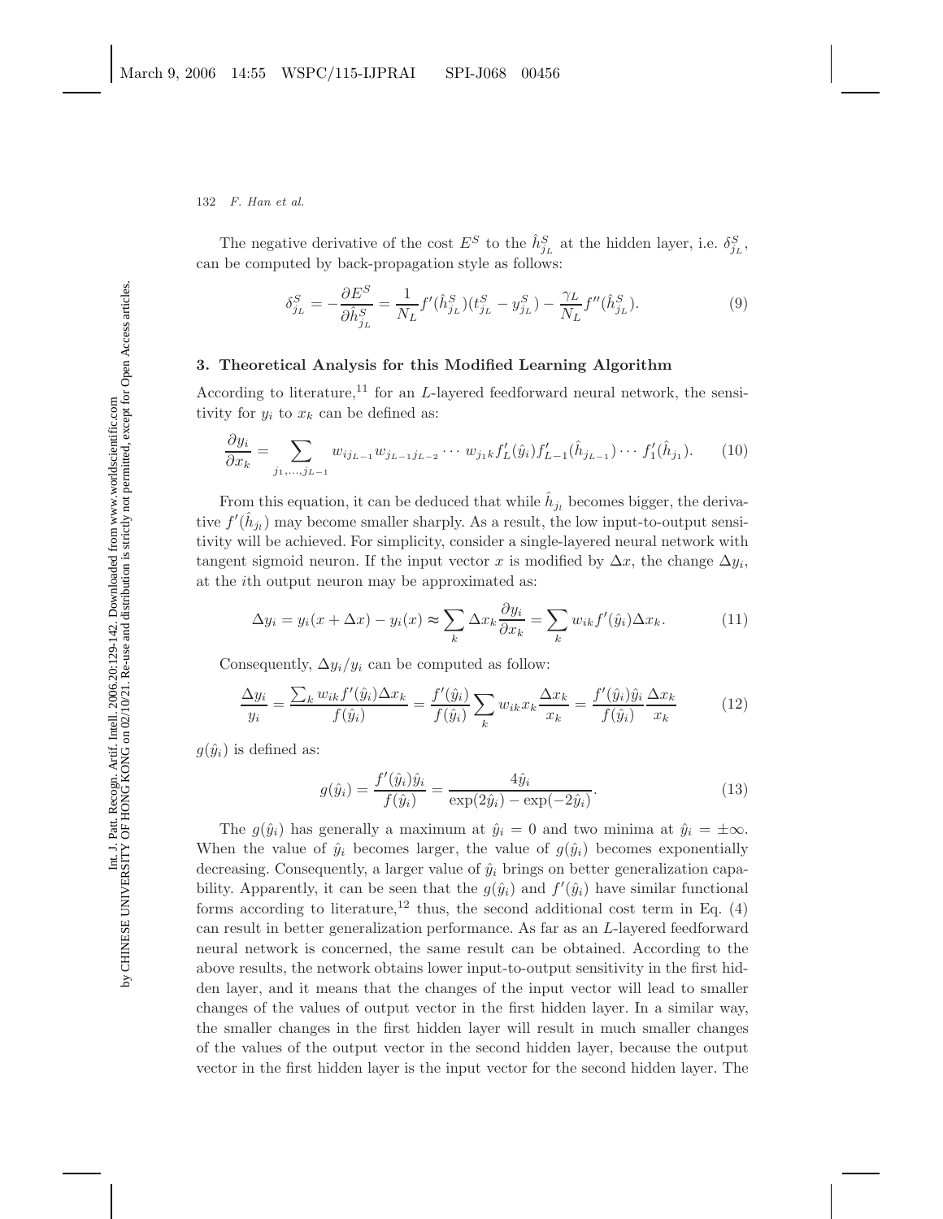The negative derivative of the cost $E^S$ to the $\hat{h}_{j_L}^S$ at the hidden layer, i.e. $\delta_{j_L}^S$, can be computed by back-propagation style as follows:

$$\delta_{j_L}^S = -\frac{\partial E^S}{\partial \hat{h}_{j_L}^S} = \frac{1}{N_L} f'(\hat{h}_{j_L}^S)(t_{j_L}^S - y_{j_L}^S) - \frac{\gamma_L}{N_L} f''(\hat{h}_{j_L}^S). \tag{9}$$

## 3. Theoretical Analysis for this Modified Learning Algorithm

According to literature,[11] for an $L$-layered feedforward neural network, the sensitivity for $y_i$ to $x_k$ can be defined as:

$$\frac{\partial y_i}{\partial x_k} = \sum_{j_1,\ldots,j_{L-1}} w_{ij_{L-1}} w_{j_{L-1}j_{L-2}} \cdots w_{j_1 k} f_L'(\hat{y}_i) f_{L-1}'(\hat{h}_{j_{L-1}}) \cdots f_1'(\hat{h}_{j_1}). \tag{10}$$

From this equation, it can be deduced that while $\hat{h}_{j_l}$ becomes bigger, the derivative $f'(\hat{h}_{j_l})$ may become smaller sharply. As a result, the low input-to-output sensitivity will be achieved. For simplicity, consider a single-layered neural network with tangent sigmoid neuron. If the input vector $x$ is modified by $\Delta x$, the change $\Delta y_i$, at the $i$th output neuron may be approximated as:

$$\Delta y_i = y_i(x + \Delta x) - y_i(x) \approx \sum_k \Delta x_k \frac{\partial y_i}{\partial x_k} = \sum_k w_{ik} f'(\hat{y}_i) \Delta x_k. \tag{11}$$

Consequently, $\Delta y_i / y_i$ can be computed as follow:

$$\frac{\Delta y_i}{y_i} = \frac{\sum_k w_{ik} f'(\hat{y}_i) \Delta x_k}{f(\hat{y}_i)} = \frac{f'(\hat{y}_i)}{f(\hat{y}_i)} \sum_k w_{ik} x_k \frac{\Delta x_k}{x_k} = \frac{f'(\hat{y}_i)\hat{y}_i}{f(\hat{y}_i)} \frac{\Delta x_k}{x_k} \tag{12}$$

$g(\hat{y}_i)$ is defined as:

$$g(\hat{y}_i) = \frac{f'(\hat{y}_i)\hat{y}_i}{f(\hat{y}_i)} = \frac{4\hat{y}_i}{\exp(2\hat{y}_i) - \exp(-2\hat{y}_i)}. \tag{13}$$

The $g(\hat{y}_i)$ has generally a maximum at $\hat{y}_i = 0$ and two minima at $\hat{y}_i = \pm\infty$. When the value of $\hat{y}_i$ becomes larger, the value of $g(\hat{y}_i)$ becomes exponentially decreasing. Consequently, a larger value of $\hat{y}_i$ brings on better generalization capability. Apparently, it can be seen that the $g(\hat{y}_i)$ and $f'(\hat{y}_i)$ have similar functional forms according to literature,[12] thus, the second additional cost term in Eq. (4) can result in better generalization performance. As far as an $L$-layered feedforward neural network is concerned, the same result can be obtained. According to the above results, the network obtains lower input-to-output sensitivity in the first hidden layer, and it means that the changes of the input vector will lead to smaller changes of the values of output vector in the first hidden layer. In a similar way, the smaller changes in the first hidden layer will result in much smaller changes of the values of the output vector in the second hidden layer, because the output vector in the first hidden layer is the input vector for the second hidden layer. The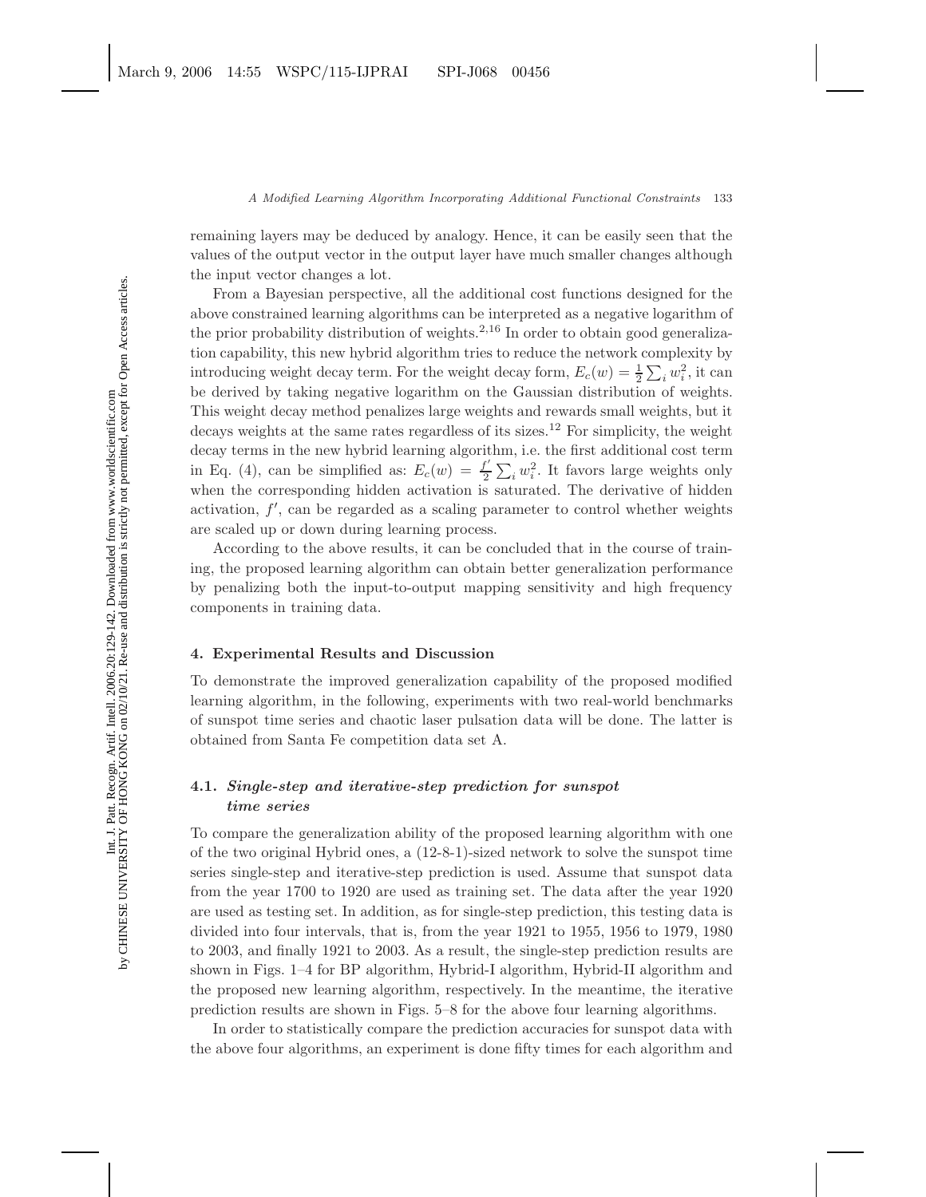remaining layers may be deduced by analogy. Hence, it can be easily seen that the values of the output vector in the output layer have much smaller changes although the input vector changes a lot.

From a Bayesian perspective, all the additional cost functions designed for the above constrained learning algorithms can be interpreted as a negative logarithm of the prior probability distribution of weights.[2,16] In order to obtain good generalization capability, this new hybrid algorithm tries to reduce the network complexity by introducing weight decay term. For the weight decay form, $E_c(w) = \frac{1}{2}\sum_i w_i^2$, it can be derived by taking negative logarithm on the Gaussian distribution of weights. This weight decay method penalizes large weights and rewards small weights, but it decays weights at the same rates regardless of its sizes.[12] For simplicity, the weight decay terms in the new hybrid learning algorithm, i.e. the first additional cost term in Eq. (4), can be simplified as: $E_c(w) = \frac{f'}{2}\sum_i w_i^2$. It favors large weights only when the corresponding hidden activation is saturated. The derivative of hidden activation, $f'$, can be regarded as a scaling parameter to control whether weights are scaled up or down during learning process.

According to the above results, it can be concluded that in the course of training, the proposed learning algorithm can obtain better generalization performance by penalizing both the input-to-output mapping sensitivity and high frequency components in training data.

## 4. Experimental Results and Discussion

To demonstrate the improved generalization capability of the proposed modified learning algorithm, in the following, experiments with two real-world benchmarks of sunspot time series and chaotic laser pulsation data will be done. The latter is obtained from Santa Fe competition data set A.

### 4.1. *Single-step and iterative-step prediction for sunspot time series*

To compare the generalization ability of the proposed learning algorithm with one of the two original Hybrid ones, a (12-8-1)-sized network to solve the sunspot time series single-step and iterative-step prediction is used. Assume that sunspot data from the year 1700 to 1920 are used as training set. The data after the year 1920 are used as testing set. In addition, as for single-step prediction, this testing data is divided into four intervals, that is, from the year 1921 to 1955, 1956 to 1979, 1980 to 2003, and finally 1921 to 2003. As a result, the single-step prediction results are shown in Figs. 1–4 for BP algorithm, Hybrid-I algorithm, Hybrid-II algorithm and the proposed new learning algorithm, respectively. In the meantime, the iterative prediction results are shown in Figs. 5–8 for the above four learning algorithms.

In order to statistically compare the prediction accuracies for sunspot data with the above four algorithms, an experiment is done fifty times for each algorithm and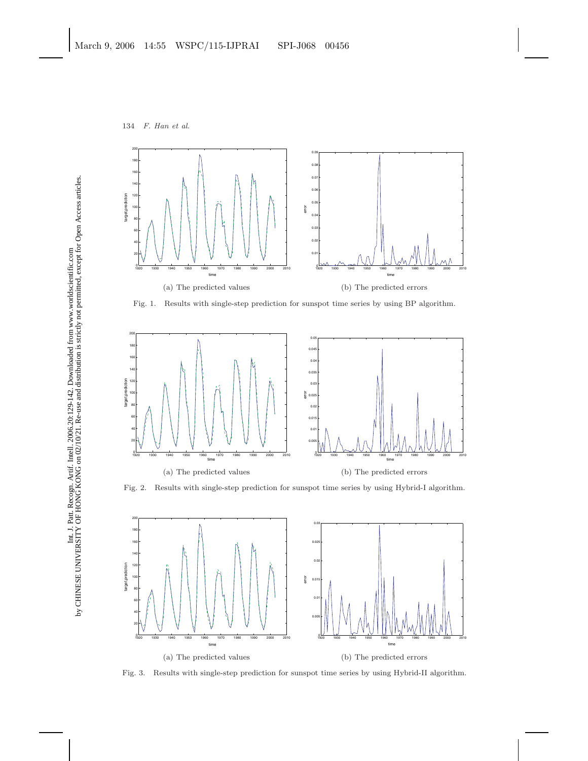(a) The predicted values

(b) The predicted errors

Fig. 1. Results with single-step prediction for sunspot time series by using BP algorithm.

(a) The predicted values

(b) The predicted errors

Fig. 2. Results with single-step prediction for sunspot time series by using Hybrid-I algorithm.

(a) The predicted values

(b) The predicted errors

Fig. 3. Results with single-step prediction for sunspot time series by using Hybrid-II algorithm.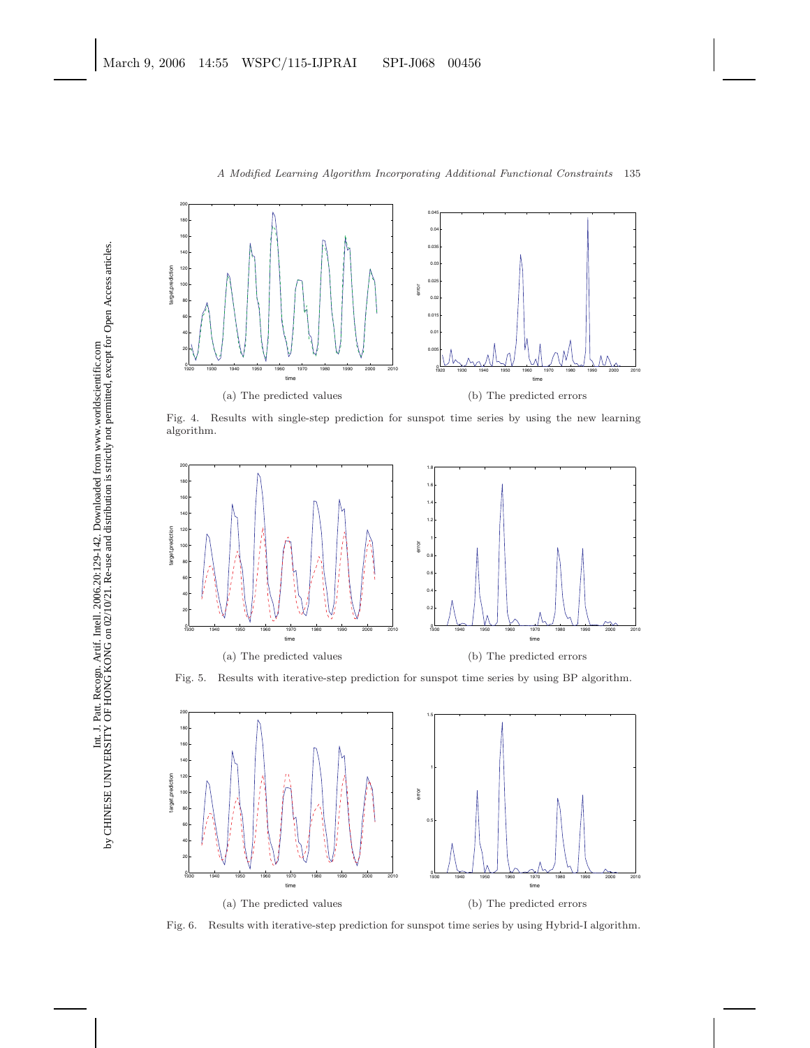(a) The predicted values

(b) The predicted errors

Fig. 4. Results with single-step prediction for sunspot time series by using the new learning algorithm.

(a) The predicted values

(b) The predicted errors

Fig. 5. Results with iterative-step prediction for sunspot time series by using BP algorithm.

(a) The predicted values

(b) The predicted errors

Fig. 6. Results with iterative-step prediction for sunspot time series by using Hybrid-I algorithm.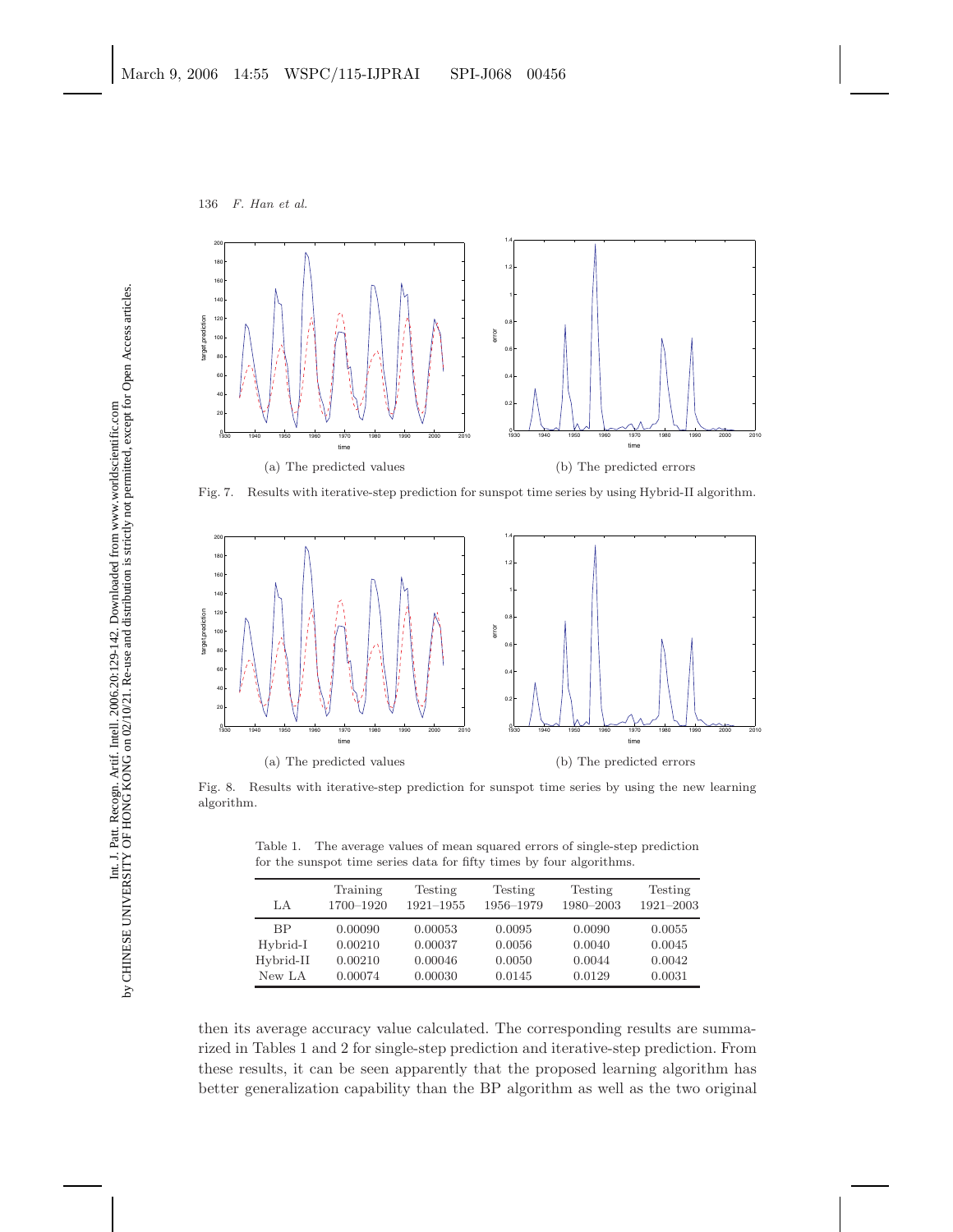(a) The predicted values

(b) The predicted errors

Fig. 7. Results with iterative-step prediction for sunspot time series by using Hybrid-II algorithm.

(a) The predicted values

(b) The predicted errors

Fig. 8. Results with iterative-step prediction for sunspot time series by using the new learning algorithm.

Table 1. The average values of mean squared errors of single-step prediction for the sunspot time series data for fifty times by four algorithms.

| LA | Training 1700–1920 | Testing 1921–1955 | Testing 1956–1979 | Testing 1980–2003 | Testing 1921–2003 |
|---|---|---|---|---|---|
| BP | 0.00090 | 0.00053 | 0.0095 | 0.0090 | 0.0055 |
| Hybrid-I | 0.00210 | 0.00037 | 0.0056 | 0.0040 | 0.0045 |
| Hybrid-II | 0.00210 | 0.00046 | 0.0050 | 0.0044 | 0.0042 |
| New LA | 0.00074 | 0.00030 | 0.0145 | 0.0129 | 0.0031 |

then its average accuracy value calculated. The corresponding results are summarized in Tables 1 and 2 for single-step prediction and iterative-step prediction. From these results, it can be seen apparently that the proposed learning algorithm has better generalization capability than the BP algorithm as well as the two original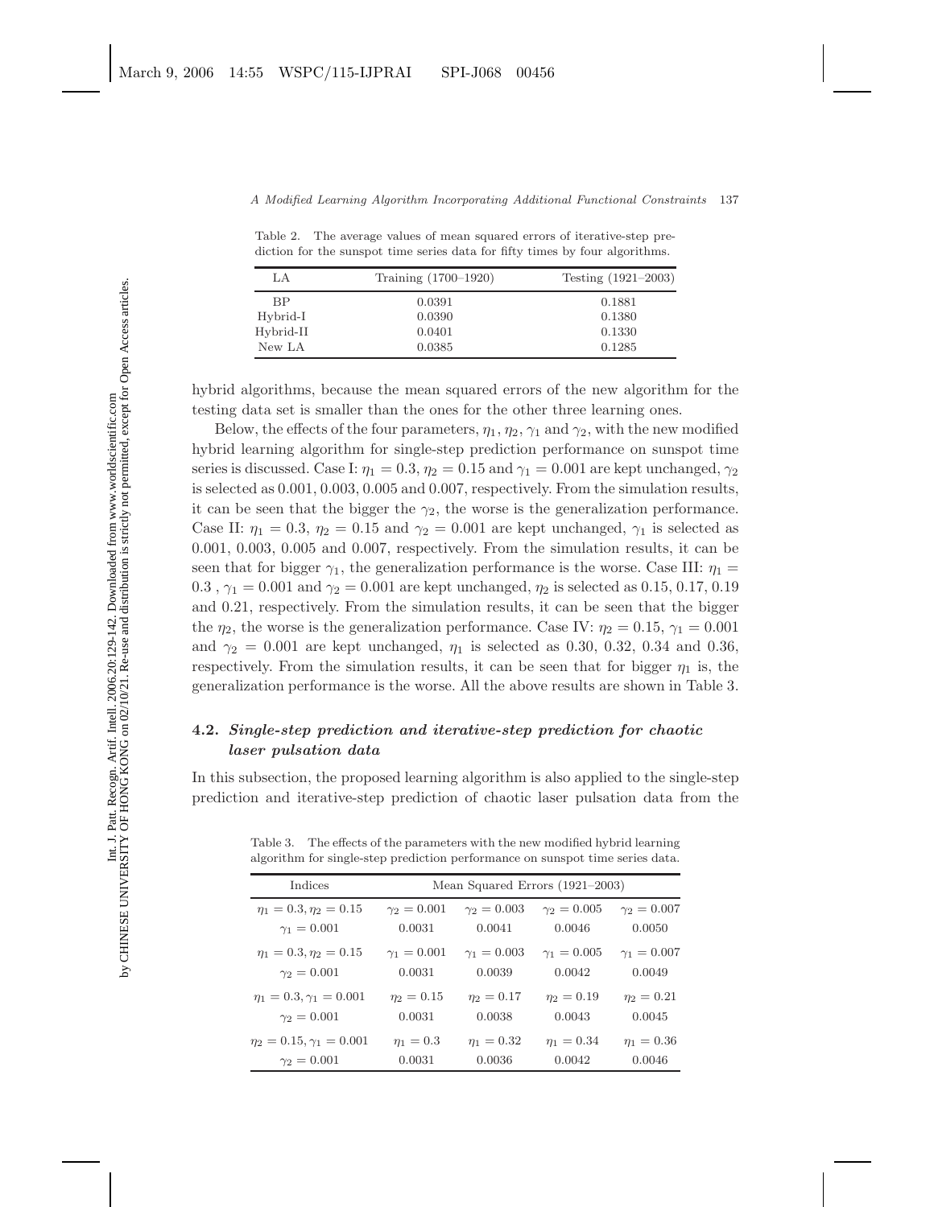Table 2. The average values of mean squared errors of iterative-step prediction for the sunspot time series data for fifty times by four algorithms.

| LA | Training (1700–1920) | Testing (1921–2003) |
| --- | --- | --- |
| BP | 0.0391 | 0.1881 |
| Hybrid-I | 0.0390 | 0.1380 |
| Hybrid-II | 0.0401 | 0.1330 |
| New LA | 0.0385 | 0.1285 |

hybrid algorithms, because the mean squared errors of the new algorithm for the testing data set is smaller than the ones for the other three learning ones.

Below, the effects of the four parameters, $\eta_1, \eta_2, \gamma_1$ and $\gamma_2$, with the new modified hybrid learning algorithm for single-step prediction performance on sunspot time series is discussed. Case I: $\eta_1 = 0.3$, $\eta_2 = 0.15$ and $\gamma_1 = 0.001$ are kept unchanged, $\gamma_2$ is selected as 0.001, 0.003, 0.005 and 0.007, respectively. From the simulation results, it can be seen that the bigger the $\gamma_2$, the worse is the generalization performance. Case II: $\eta_1 = 0.3$, $\eta_2 = 0.15$ and $\gamma_2 = 0.001$ are kept unchanged, $\gamma_1$ is selected as 0.001, 0.003, 0.005 and 0.007, respectively. From the simulation results, it can be seen that for bigger $\gamma_1$, the generalization performance is the worse. Case III: $\eta_1 = 0.3$ , $\gamma_1 = 0.001$ and $\gamma_2 = 0.001$ are kept unchanged, $\eta_2$ is selected as 0.15, 0.17, 0.19 and 0.21, respectively. From the simulation results, it can be seen that the bigger the $\eta_2$, the worse is the generalization performance. Case IV: $\eta_2 = 0.15$, $\gamma_1 = 0.001$ and $\gamma_2 = 0.001$ are kept unchanged, $\eta_1$ is selected as 0.30, 0.32, 0.34 and 0.36, respectively. From the simulation results, it can be seen that for bigger $\eta_1$ is, the generalization performance is the worse. All the above results are shown in Table 3.

### 4.2. *Single-step prediction and iterative-step prediction for chaotic laser pulsation data*

In this subsection, the proposed learning algorithm is also applied to the single-step prediction and iterative-step prediction of chaotic laser pulsation data from the

Table 3. The effects of the parameters with the new modified hybrid learning algorithm for single-step prediction performance on sunspot time series data.

| Indices | Mean Squared Errors (1921–2003) | | | |
| --- | --- | --- | --- | --- |
| $\eta_1 = 0.3, \eta_2 = 0.15$ | $\gamma_2 = 0.001$ | $\gamma_2 = 0.003$ | $\gamma_2 = 0.005$ | $\gamma_2 = 0.007$ |
| $\gamma_1 = 0.001$ | 0.0031 | 0.0041 | 0.0046 | 0.0050 |
| $\eta_1 = 0.3, \eta_2 = 0.15$ | $\gamma_1 = 0.001$ | $\gamma_1 = 0.003$ | $\gamma_1 = 0.005$ | $\gamma_1 = 0.007$ |
| $\gamma_2 = 0.001$ | 0.0031 | 0.0039 | 0.0042 | 0.0049 |
| $\eta_1 = 0.3, \gamma_1 = 0.001$ | $\eta_2 = 0.15$ | $\eta_2 = 0.17$ | $\eta_2 = 0.19$ | $\eta_2 = 0.21$ |
| $\gamma_2 = 0.001$ | 0.0031 | 0.0038 | 0.0043 | 0.0045 |
| $\eta_2 = 0.15, \gamma_1 = 0.001$ | $\eta_1 = 0.3$ | $\eta_1 = 0.32$ | $\eta_1 = 0.34$ | $\eta_1 = 0.36$ |
| $\gamma_2 = 0.001$ | 0.0031 | 0.0036 | 0.0042 | 0.0046 |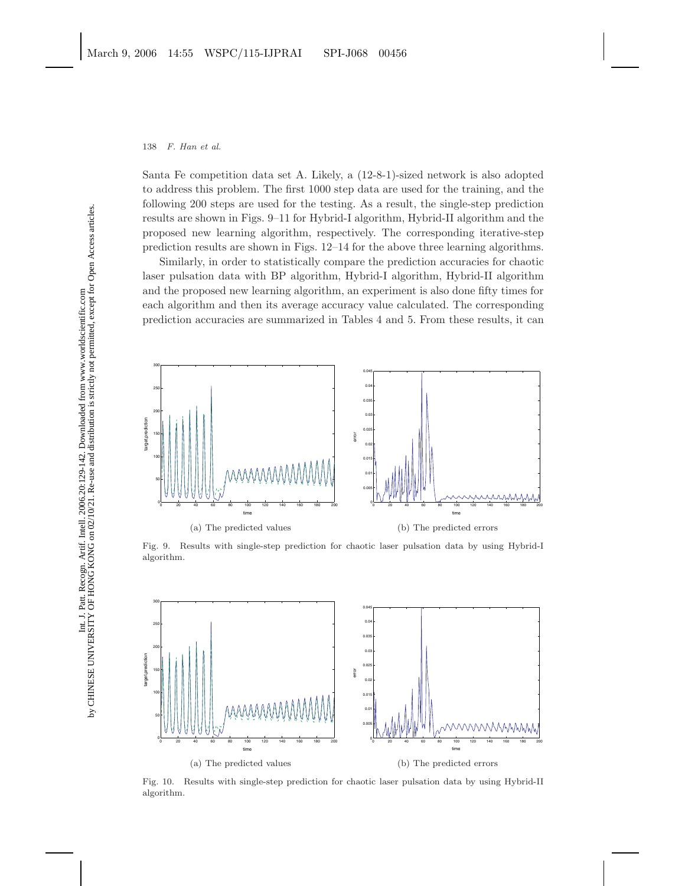Santa Fe competition data set A. Likely, a (12-8-1)-sized network is also adopted to address this problem. The first 1000 step data are used for the training, and the following 200 steps are used for the testing. As a result, the single-step prediction results are shown in Figs. 9–11 for Hybrid-I algorithm, Hybrid-II algorithm and the proposed new learning algorithm, respectively. The corresponding iterative-step prediction results are shown in Figs. 12–14 for the above three learning algorithms.

Similarly, in order to statistically compare the prediction accuracies for chaotic laser pulsation data with BP algorithm, Hybrid-I algorithm, Hybrid-II algorithm and the proposed new learning algorithm, an experiment is also done fifty times for each algorithm and then its average accuracy value calculated. The corresponding prediction accuracies are summarized in Tables 4 and 5. From these results, it can

(a) The predicted values

(b) The predicted errors

Fig. 9. Results with single-step prediction for chaotic laser pulsation data by using Hybrid-I algorithm.

(a) The predicted values

(b) The predicted errors

Fig. 10. Results with single-step prediction for chaotic laser pulsation data by using Hybrid-II algorithm.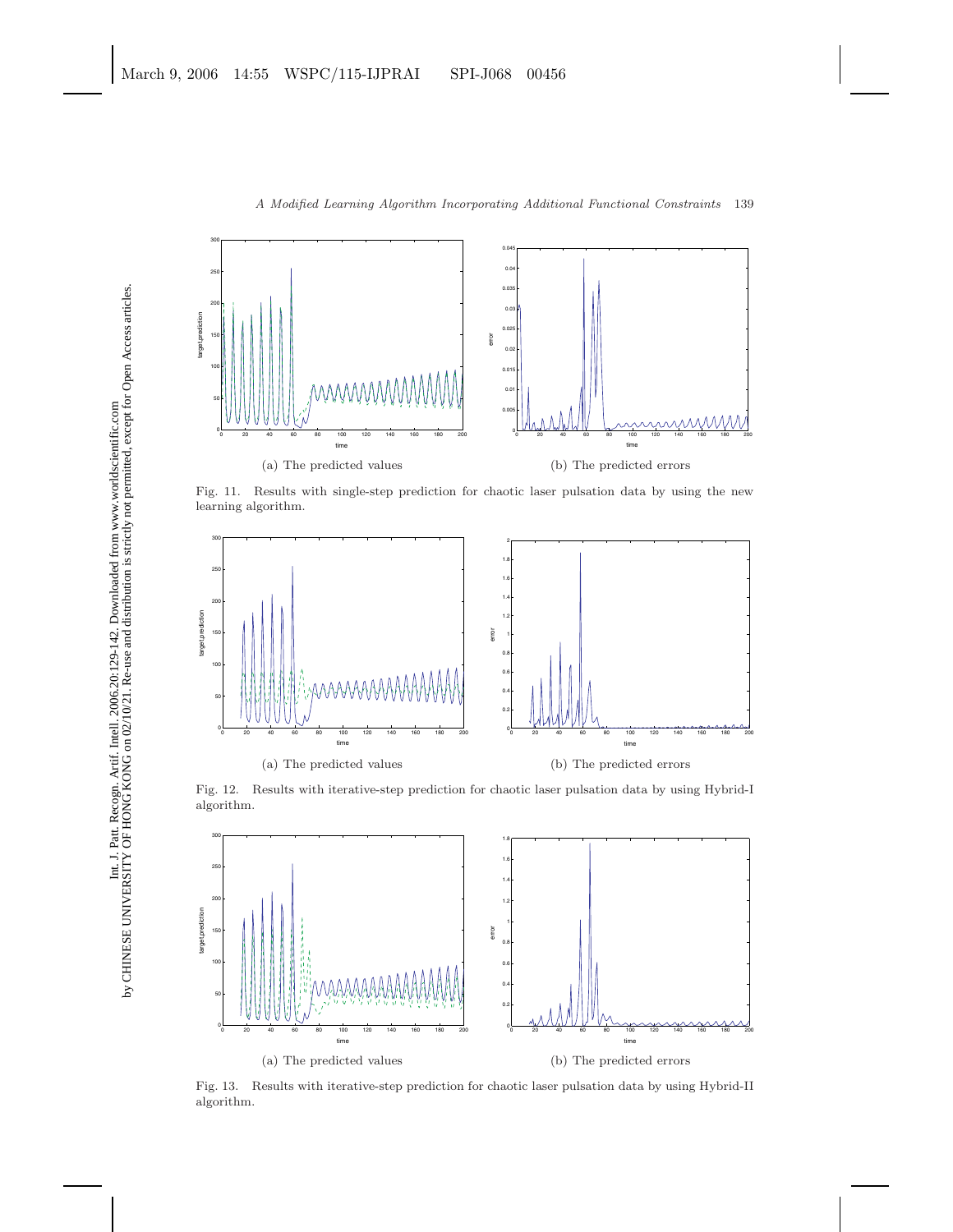(a) The predicted values

(b) The predicted errors

Fig. 11. Results with single-step prediction for chaotic laser pulsation data by using the new learning algorithm.

(a) The predicted values

(b) The predicted errors

Fig. 12. Results with iterative-step prediction for chaotic laser pulsation data by using Hybrid-I algorithm.

(a) The predicted values

(b) The predicted errors

Fig. 13. Results with iterative-step prediction for chaotic laser pulsation data by using Hybrid-II algorithm.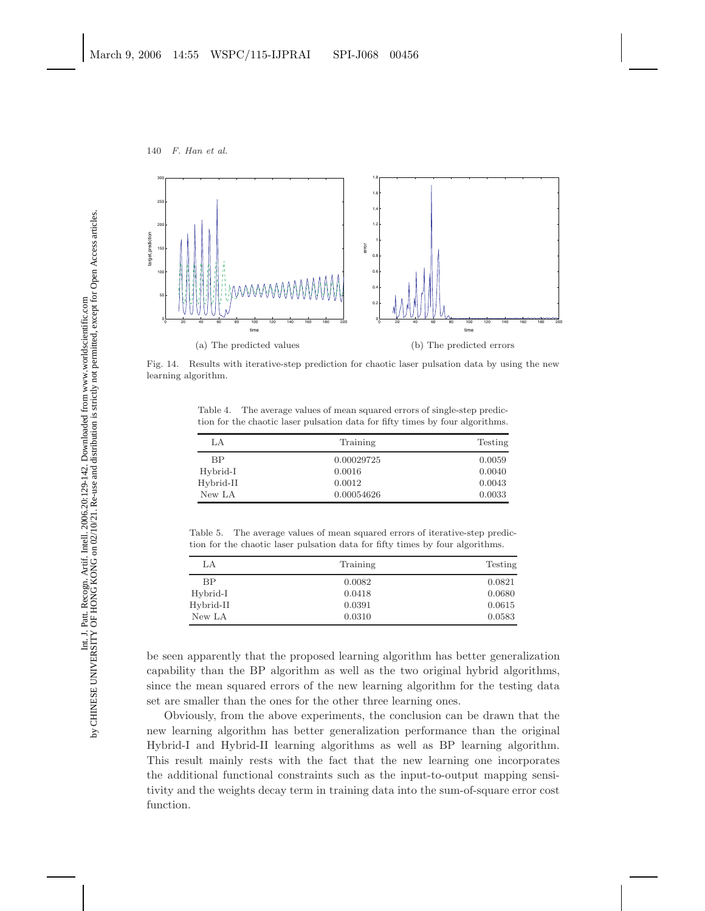(a) The predicted values

(b) The predicted errors

Fig. 14. Results with iterative-step prediction for chaotic laser pulsation data by using the new learning algorithm.

Table 4. The average values of mean squared errors of single-step prediction for the chaotic laser pulsation data for fifty times by four algorithms.

| LA | Training | Testing |
|---|---|---|
| BP | 0.00029725 | 0.0059 |
| Hybrid-I | 0.0016 | 0.0040 |
| Hybrid-II | 0.0012 | 0.0043 |
| New LA | 0.00054626 | 0.0033 |

Table 5. The average values of mean squared errors of iterative-step prediction for the chaotic laser pulsation data for fifty times by four algorithms.

| LA | Training | Testing |
|---|---|---|
| BP | 0.0082 | 0.0821 |
| Hybrid-I | 0.0418 | 0.0680 |
| Hybrid-II | 0.0391 | 0.0615 |
| New LA | 0.0310 | 0.0583 |

be seen apparently that the proposed learning algorithm has better generalization capability than the BP algorithm as well as the two original hybrid algorithms, since the mean squared errors of the new learning algorithm for the testing data set are smaller than the ones for the other three learning ones.

Obviously, from the above experiments, the conclusion can be drawn that the new learning algorithm has better generalization performance than the original Hybrid-I and Hybrid-II learning algorithms as well as BP learning algorithm. This result mainly rests with the fact that the new learning one incorporates the additional functional constraints such as the input-to-output mapping sensitivity and the weights decay term in training data into the sum-of-square error cost function.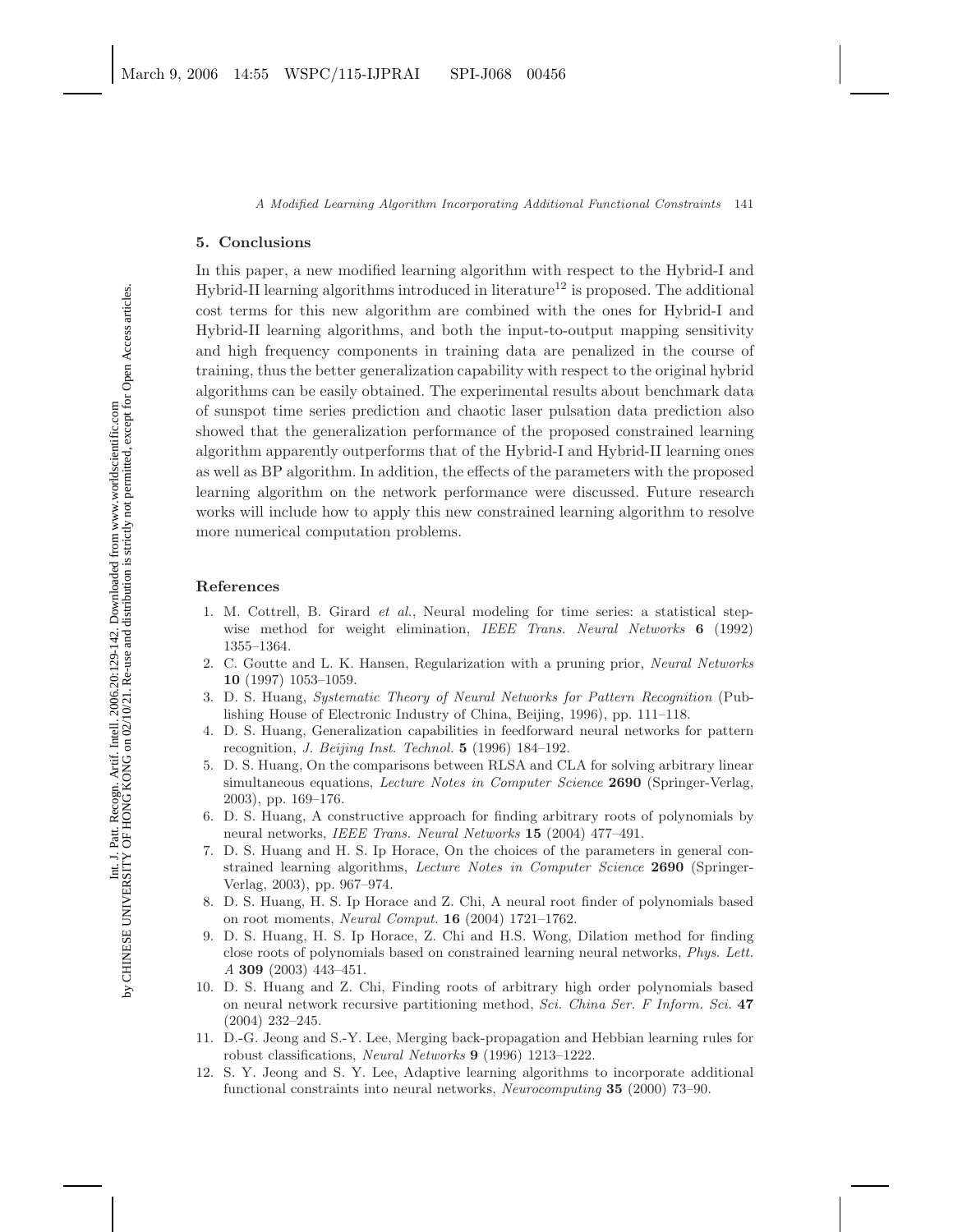## 5. Conclusions

In this paper, a new modified learning algorithm with respect to the Hybrid-I and Hybrid-II learning algorithms introduced in literature[12] is proposed. The additional cost terms for this new algorithm are combined with the ones for Hybrid-I and Hybrid-II learning algorithms, and both the input-to-output mapping sensitivity and high frequency components in training data are penalized in the course of training, thus the better generalization capability with respect to the original hybrid algorithms can be easily obtained. The experimental results about benchmark data of sunspot time series prediction and chaotic laser pulsation data prediction also showed that the generalization performance of the proposed constrained learning algorithm apparently outperforms that of the Hybrid-I and Hybrid-II learning ones as well as BP algorithm. In addition, the effects of the parameters with the proposed learning algorithm on the network performance were discussed. Future research works will include how to apply this new constrained learning algorithm to resolve more numerical computation problems.

## References

1. M. Cottrell, B. Girard *et al.*, Neural modeling for time series: a statistical stepwise method for weight elimination, *IEEE Trans. Neural Networks* **6** (1992) 1355–1364.
2. C. Goutte and L. K. Hansen, Regularization with a pruning prior, *Neural Networks* **10** (1997) 1053–1059.
3. D. S. Huang, *Systematic Theory of Neural Networks for Pattern Recognition* (Publishing House of Electronic Industry of China, Beijing, 1996), pp. 111–118.
4. D. S. Huang, Generalization capabilities in feedforward neural networks for pattern recognition, *J. Beijing Inst. Technol.* **5** (1996) 184–192.
5. D. S. Huang, On the comparisons between RLSA and CLA for solving arbitrary linear simultaneous equations, *Lecture Notes in Computer Science* **2690** (Springer-Verlag, 2003), pp. 169–176.
6. D. S. Huang, A constructive approach for finding arbitrary roots of polynomials by neural networks, *IEEE Trans. Neural Networks* **15** (2004) 477–491.
7. D. S. Huang and H. S. Ip Horace, On the choices of the parameters in general constrained learning algorithms, *Lecture Notes in Computer Science* **2690** (Springer-Verlag, 2003), pp. 967–974.
8. D. S. Huang, H. S. Ip Horace and Z. Chi, A neural root finder of polynomials based on root moments, *Neural Comput.* **16** (2004) 1721–1762.
9. D. S. Huang, H. S. Ip Horace, Z. Chi and H.S. Wong, Dilation method for finding close roots of polynomials based on constrained learning neural networks, *Phys. Lett. A* **309** (2003) 443–451.
10. D. S. Huang and Z. Chi, Finding roots of arbitrary high order polynomials based on neural network recursive partitioning method, *Sci. China Ser. F Inform. Sci.* **47** (2004) 232–245.
11. D.-G. Jeong and S.-Y. Lee, Merging back-propagation and Hebbian learning rules for robust classifications, *Neural Networks* **9** (1996) 1213–1222.
12. S. Y. Jeong and S. Y. Lee, Adaptive learning algorithms to incorporate additional functional constraints into neural networks, *Neurocomputing* **35** (2000) 73–90.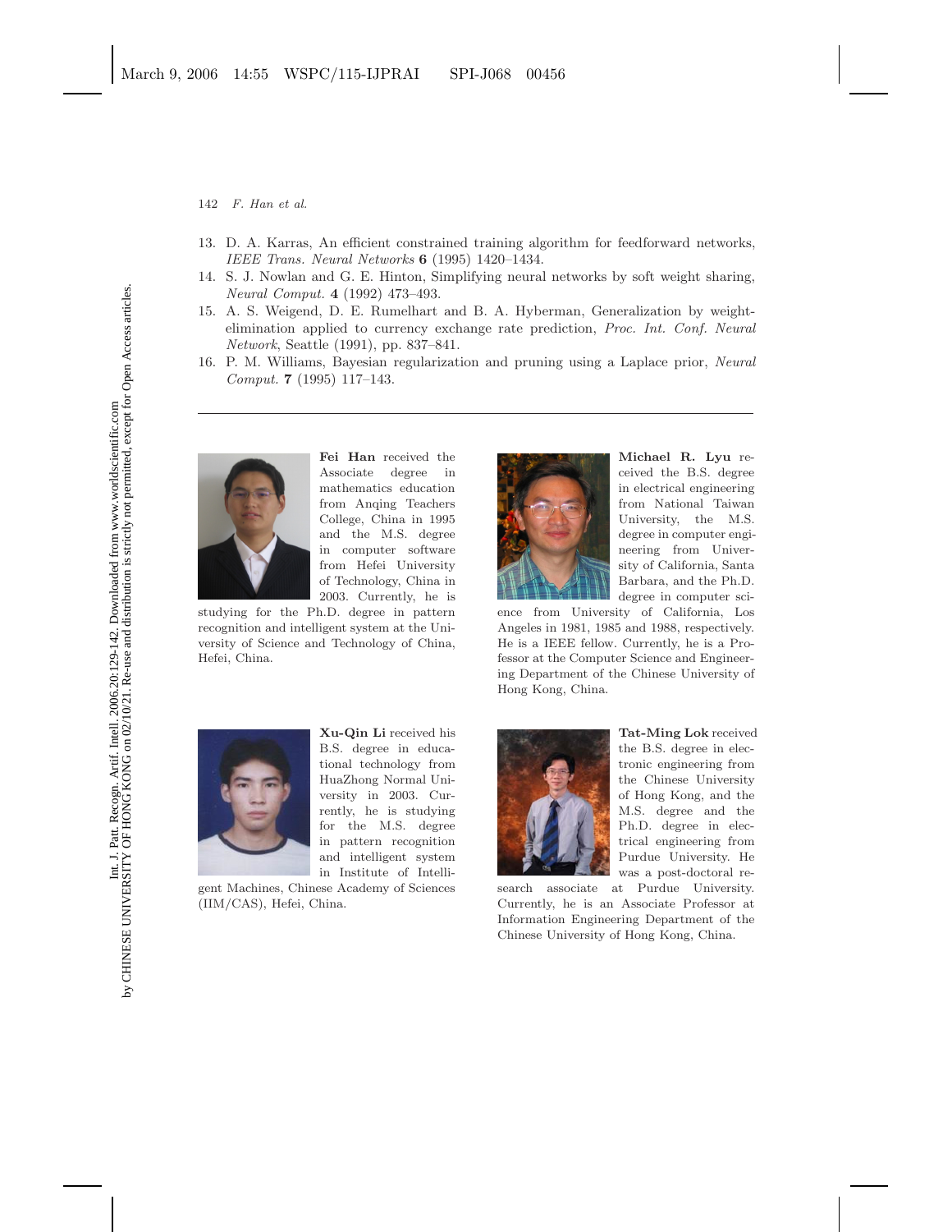13. D. A. Karras, An efficient constrained training algorithm for feedforward networks, *IEEE Trans. Neural Networks* **6** (1995) 1420–1434.
14. S. J. Nowlan and G. E. Hinton, Simplifying neural networks by soft weight sharing, *Neural Comput.* **4** (1992) 473–493.
15. A. S. Weigend, D. E. Rumelhart and B. A. Hyberman, Generalization by weight-elimination applied to currency exchange rate prediction, *Proc. Int. Conf. Neural Network*, Seattle (1991), pp. 837–841.
16. P. M. Williams, Bayesian regularization and pruning using a Laplace prior, *Neural Comput.* **7** (1995) 117–143.

---

**Fei Han** received the Associate degree in mathematics education from Anqing Teachers College, China in 1995 and the M.S. degree in computer software from Hefei University of Technology, China in 2003. Currently, he is studying for the Ph.D. degree in pattern recognition and intelligent system at the University of Science and Technology of China, Hefei, China.

**Michael R. Lyu** received the B.S. degree in electrical engineering from National Taiwan University, the M.S. degree in computer engineering from University of California, Santa Barbara, and the Ph.D. degree in computer science from University of California, Los Angeles in 1981, 1985 and 1988, respectively. He is a IEEE fellow. Currently, he is a Professor at the Computer Science and Engineering Department of the Chinese University of Hong Kong, China.

**Xu-Qin Li** received his B.S. degree in educational technology from HuaZhong Normal University in 2003. Currently, he is studying for the M.S. degree in pattern recognition and intelligent system in Institute of Intelligent Machines, Chinese Academy of Sciences (IIM/CAS), Hefei, China.

**Tat-Ming Lok** received the B.S. degree in electronic engineering from the Chinese University of Hong Kong, and the M.S. degree and the Ph.D. degree in electrical engineering from Purdue University. He was a post-doctoral research associate at Purdue University. Currently, he is an Associate Professor at Information Engineering Department of the Chinese University of Hong Kong, China.